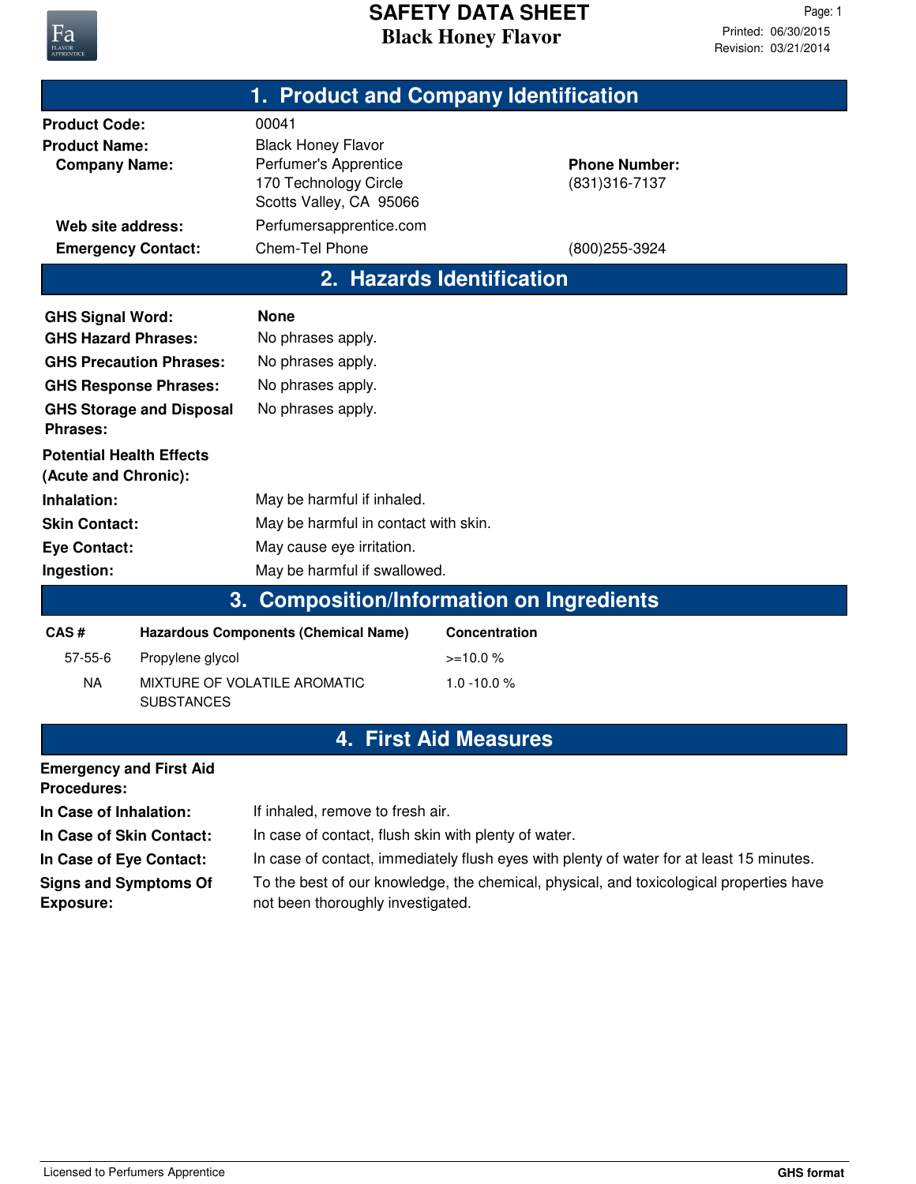# SAFETY DATA SHEET

**Black Honey Flavor**

Printed: 06/30/2015
Revision: 03/21/2014

## 1. Product and Company Identification

**Product Code:** 00041

**Product Name:** Black Honey Flavor

**Company Name:** Perfumer's Apprentice
170 Technology Circle
Scotts Valley, CA 95066

**Phone Number:** (831)316-7137

**Web site address:** Perfumersapprentice.com

**Emergency Contact:** Chem-Tel Phone (800)255-3924

## 2. Hazards Identification

**GHS Signal Word:** **None**

**GHS Hazard Phrases:** No phrases apply.

**GHS Precaution Phrases:** No phrases apply.

**GHS Response Phrases:** No phrases apply.

**GHS Storage and Disposal Phrases:** No phrases apply.

**Potential Health Effects (Acute and Chronic):**

**Inhalation:** May be harmful if inhaled.

**Skin Contact:** May be harmful in contact with skin.

**Eye Contact:** May cause eye irritation.

**Ingestion:** May be harmful if swallowed.

## 3. Composition/Information on Ingredients

| CAS # | Hazardous Components (Chemical Name) | Concentration |
|---|---|---|
| 57-55-6 | Propylene glycol | >=10.0 % |
| NA | MIXTURE OF VOLATILE AROMATIC SUBSTANCES | 1.0 -10.0 % |

## 4. First Aid Measures

**Emergency and First Aid Procedures:**

**In Case of Inhalation:** If inhaled, remove to fresh air.

**In Case of Skin Contact:** In case of contact, flush skin with plenty of water.

**In Case of Eye Contact:** In case of contact, immediately flush eyes with plenty of water for at least 15 minutes.

**Signs and Symptoms Of Exposure:** To the best of our knowledge, the chemical, physical, and toxicological properties have not been thoroughly investigated.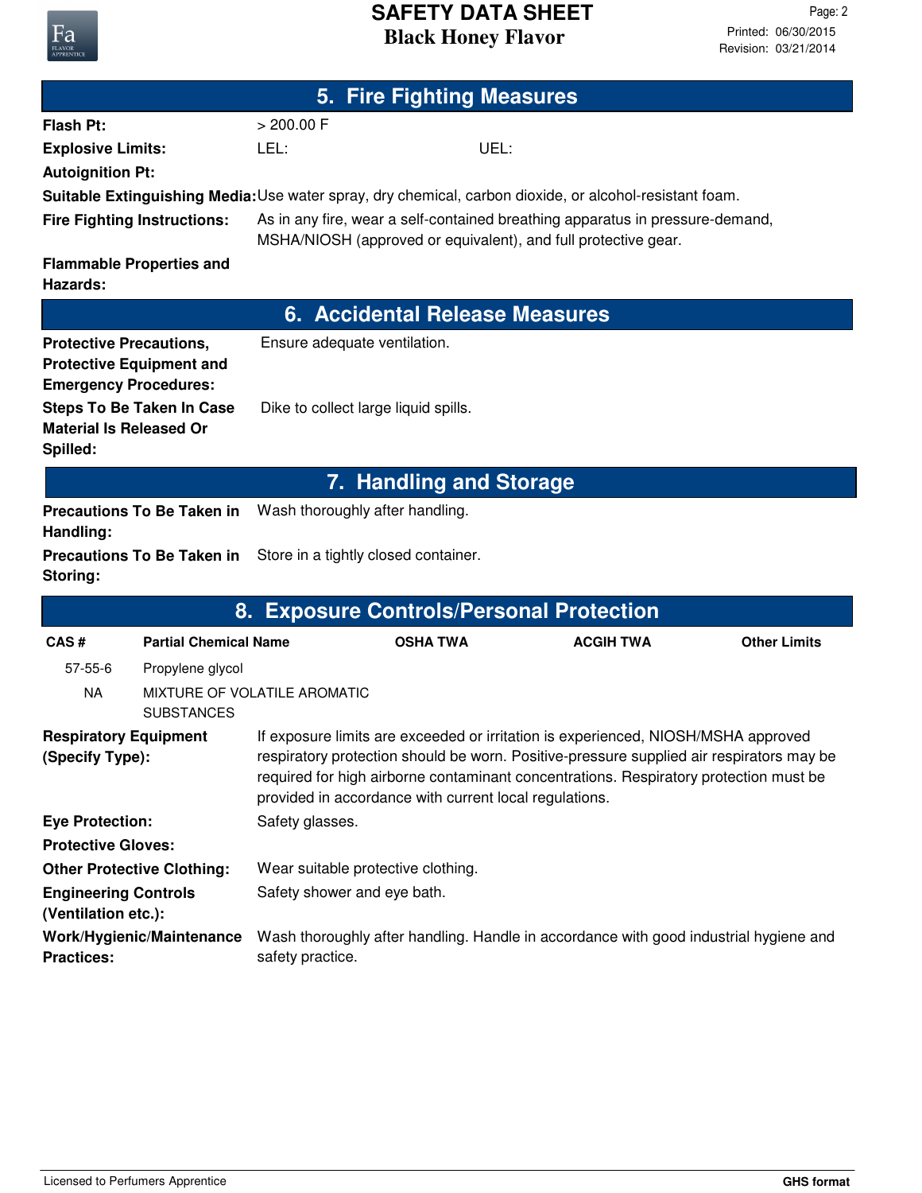# SAFETY DATA SHEET

## Black Honey Flavor

## 5. Fire Fighting Measures

**Flash Pt:** > 200.00 F

**Explosive Limits:** LEL: UEL:

**Autoignition Pt:**

**Suitable Extinguishing Media:** Use water spray, dry chemical, carbon dioxide, or alcohol-resistant foam.

**Fire Fighting Instructions:** As in any fire, wear a self-contained breathing apparatus in pressure-demand, MSHA/NIOSH (approved or equivalent), and full protective gear.

**Flammable Properties and Hazards:**

## 6. Accidental Release Measures

**Protective Precautions, Protective Equipment and Emergency Procedures:** Ensure adequate ventilation.

**Steps To Be Taken In Case Material Is Released Or Spilled:** Dike to collect large liquid spills.

## 7. Handling and Storage

**Precautions To Be Taken in Handling:** Wash thoroughly after handling.

**Precautions To Be Taken in Storing:** Store in a tightly closed container.

## 8. Exposure Controls/Personal Protection

| CAS # | Partial Chemical Name | OSHA TWA | ACGIH TWA | Other Limits |
|---|---|---|---|---|
| 57-55-6 | Propylene glycol | | | |
| NA | MIXTURE OF VOLATILE AROMATIC SUBSTANCES | | | |

**Respiratory Equipment (Specify Type):** If exposure limits are exceeded or irritation is experienced, NIOSH/MSHA approved respiratory protection should be worn. Positive-pressure supplied air respirators may be required for high airborne contaminant concentrations. Respiratory protection must be provided in accordance with current local regulations.

**Eye Protection:** Safety glasses.

**Protective Gloves:**

**Other Protective Clothing:** Wear suitable protective clothing.

**Engineering Controls (Ventilation etc.):** Safety shower and eye bath.

**Work/Hygienic/Maintenance Practices:** Wash thoroughly after handling. Handle in accordance with good industrial hygiene and safety practice.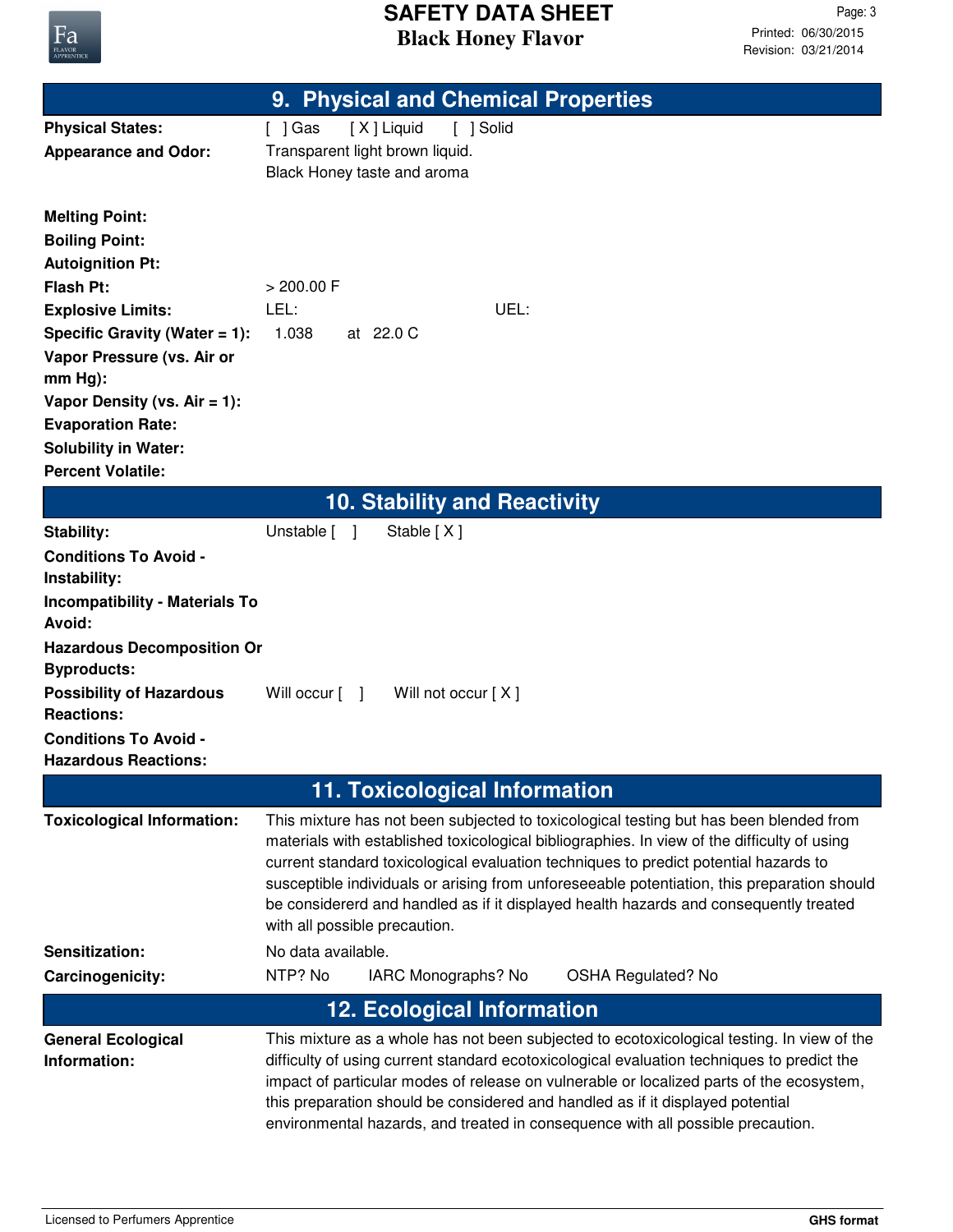## 9. Physical and Chemical Properties

| | |
|---|---|
| **Physical States:** | [ ] Gas [ X ] Liquid [ ] Solid |
| **Appearance and Odor:** | Transparent light brown liquid.<br>Black Honey taste and aroma |
| **Melting Point:** | |
| **Boiling Point:** | |
| **Autoignition Pt:** | |
| **Flash Pt:** | > 200.00 F |
| **Explosive Limits:** | LEL: UEL: |
| **Specific Gravity (Water = 1):** | 1.038 at 22.0 C |
| **Vapor Pressure (vs. Air or mm Hg):** | |
| **Vapor Density (vs. Air = 1):** | |
| **Evaporation Rate:** | |
| **Solubility in Water:** | |
| **Percent Volatile:** | |

## 10. Stability and Reactivity

| | |
|---|---|
| **Stability:** | Unstable [ ] Stable [ X ] |
| **Conditions To Avoid - Instability:** | |
| **Incompatibility - Materials To Avoid:** | |
| **Hazardous Decomposition Or Byproducts:** | |
| **Possibility of Hazardous Reactions:** | Will occur [ ] Will not occur [ X ] |
| **Conditions To Avoid - Hazardous Reactions:** | |

## 11. Toxicological Information

**Toxicological Information:** This mixture has not been subjected to toxicological testing but has been blended from materials with established toxicological bibliographies. In view of the difficulty of using current standard toxicological evaluation techniques to predict potential hazards to susceptible individuals or arising from unforeseeable potentiation, this preparation should be considererd and handled as if it displayed health hazards and consequently treated with all possible precaution.

**Sensitization:** No data available.

**Carcinogenicity:** NTP? No IARC Monographs? No OSHA Regulated? No

## 12. Ecological Information

**General Ecological Information:** This mixture as a whole has not been subjected to ecotoxicological testing. In view of the difficulty of using current standard ecotoxicological evaluation techniques to predict the impact of particular modes of release on vulnerable or localized parts of the ecosystem, this preparation should be considered and handled as if it displayed potential environmental hazards, and treated in consequence with all possible precaution.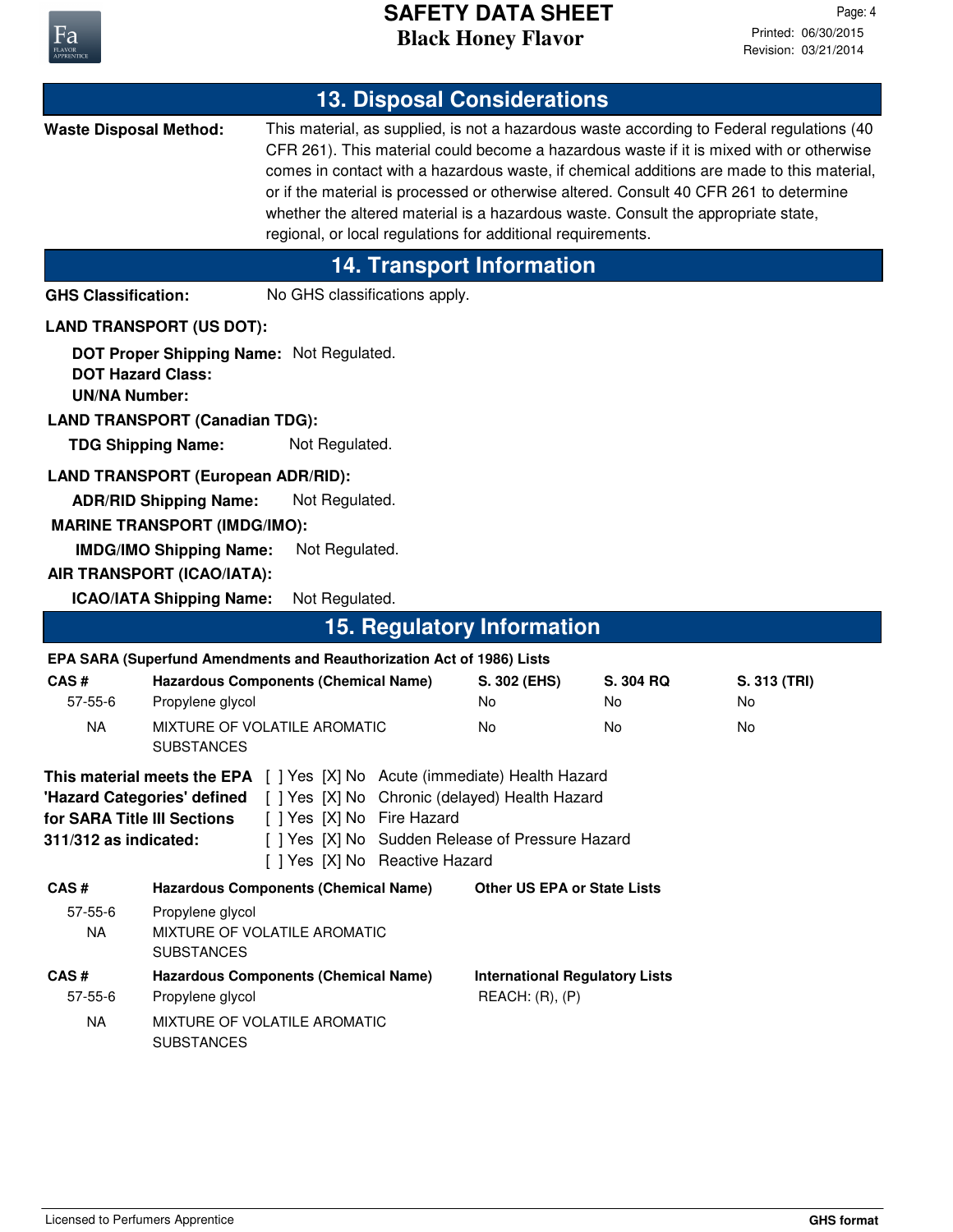## 13. Disposal Considerations

**Waste Disposal Method:** This material, as supplied, is not a hazardous waste according to Federal regulations (40 CFR 261). This material could become a hazardous waste if it is mixed with or otherwise comes in contact with a hazardous waste, if chemical additions are made to this material, or if the material is processed or otherwise altered. Consult 40 CFR 261 to determine whether the altered material is a hazardous waste. Consult the appropriate state, regional, or local regulations for additional requirements.

## 14. Transport Information

**GHS Classification:** No GHS classifications apply.

**LAND TRANSPORT (US DOT):**

**DOT Proper Shipping Name:** Not Regulated.
**DOT Hazard Class:**
**UN/NA Number:**

**LAND TRANSPORT (Canadian TDG):**

**TDG Shipping Name:** Not Regulated.

**LAND TRANSPORT (European ADR/RID):**

**ADR/RID Shipping Name:** Not Regulated.

**MARINE TRANSPORT (IMDG/IMO):**

**IMDG/IMO Shipping Name:** Not Regulated.

**AIR TRANSPORT (ICAO/IATA):**

**ICAO/IATA Shipping Name:** Not Regulated.

## 15. Regulatory Information

**EPA SARA (Superfund Amendments and Reauthorization Act of 1986) Lists**

| CAS # | Hazardous Components (Chemical Name) | S. 302 (EHS) | S. 304 RQ | S. 313 (TRI) |
|---|---|---|---|---|
| 57-55-6 | Propylene glycol | No | No | No |
| NA | MIXTURE OF VOLATILE AROMATIC SUBSTANCES | No | No | No |

**This material meets the EPA 'Hazard Categories' defined for SARA Title III Sections 311/312 as indicated:**

[ ] Yes [X] No Acute (immediate) Health Hazard
[ ] Yes [X] No Chronic (delayed) Health Hazard
[ ] Yes [X] No Fire Hazard
[ ] Yes [X] No Sudden Release of Pressure Hazard
[ ] Yes [X] No Reactive Hazard

| CAS # | Hazardous Components (Chemical Name) | Other US EPA or State Lists |
|---|---|---|
| 57-55-6 | Propylene glycol | |
| NA | MIXTURE OF VOLATILE AROMATIC SUBSTANCES | |

| CAS # | Hazardous Components (Chemical Name) | International Regulatory Lists |
|---|---|---|
| 57-55-6 | Propylene glycol | REACH: (R), (P) |
| NA | MIXTURE OF VOLATILE AROMATIC SUBSTANCES | |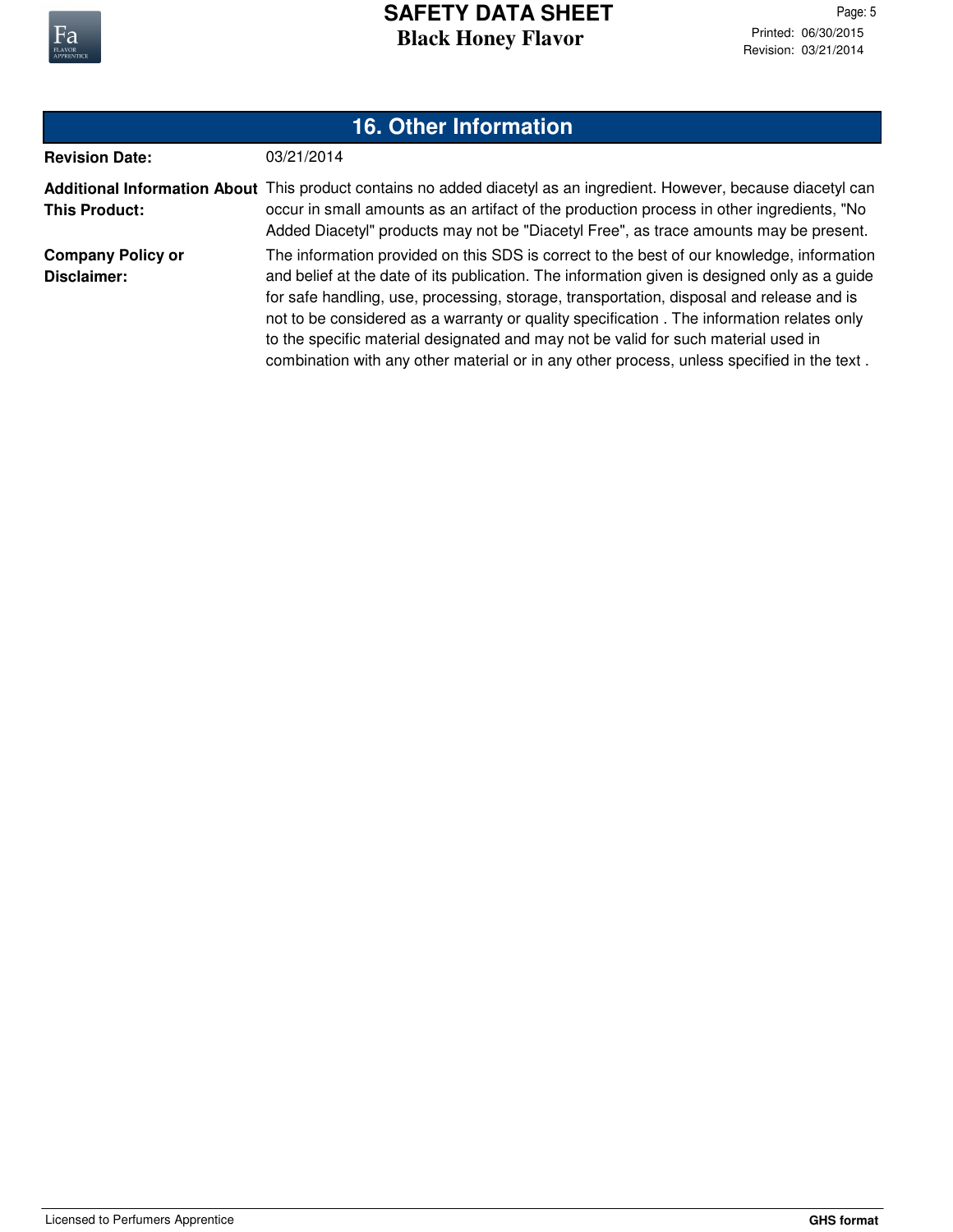## 16. Other Information

**Revision Date:** 03/21/2014

**Additional Information About This Product:** This product contains no added diacetyl as an ingredient. However, because diacetyl can occur in small amounts as an artifact of the production process in other ingredients, "No Added Diacetyl" products may not be "Diacetyl Free", as trace amounts may be present.

**Company Policy or Disclaimer:** The information provided on this SDS is correct to the best of our knowledge, information and belief at the date of its publication. The information given is designed only as a guide for safe handling, use, processing, storage, transportation, disposal and release and is not to be considered as a warranty or quality specification . The information relates only to the specific material designated and may not be valid for such material used in combination with any other material or in any other process, unless specified in the text .